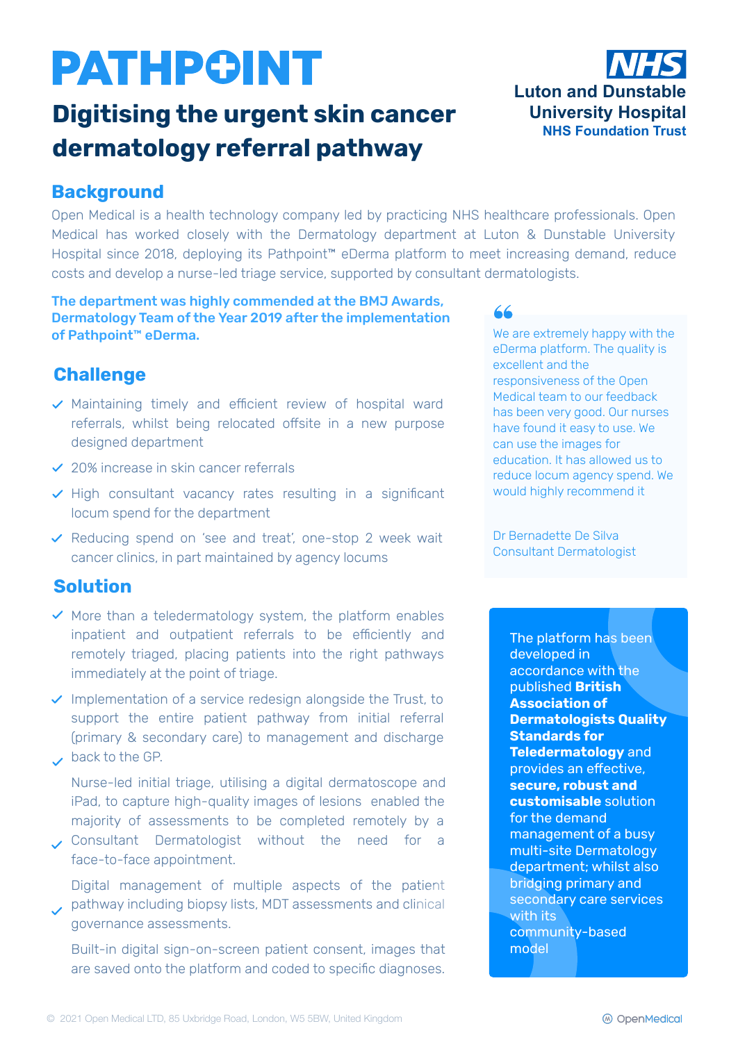# PATHPOINT

## Digitising the urgent skin cancer dermatology referral pathway

**NHS Luton and Dunstable University Hospital NHS Foundation Trust**

## Background

Open Medical is a health technology company led by practicing NHS healthcare professionals. Open Medical has worked closely with the Dermatology department at Luton & Dunstable University Hospital since 2018, deploying its Pathpoint™ eDerma platform to meet increasing demand, reduce costs and develop a nurse-led triage service, supported by consultant dermatologists.

**The department was highly commended at the BMJ Awards, Dermatology Team of the Year 2019 after the implementation of Pathpoint™ eDerma.**

## Challenge

- Maintaining timely and efficient review of hospital ward referrals, whilst being relocated offsite in a new purpose designed department
- 20% increase in skin cancer referrals
- High consultant vacancy rates resulting in a significant locum spend for the department
- Reducing spend on 'see and treat', one-stop 2 week wait cancer clinics, in part maintained by agency locums

## Solution

- More than a teledermatology system, the platform enables inpatient and outpatient referrals to be efficiently and remotely triaged, placing patients into the right pathways immediately at the point of triage.
- Implementation of a service redesign alongside the Trust, to support the entire patient pathway from initial referral (primary & secondary care) to management and discharge back to the GP.
- Nurse-led initial triage, utilising a digital dermatoscope and iPad, to capture high-quality images of lesions enabled the majority of assessments to be completed remotely by a Consultant Dermatologist without the need for a face-to-face appointment.
- Digital management of multiple aspects of the patient pathway including biopsy lists, MDT assessments and clinical governance assessments.
- Built-in digital sign-on-screen patient consent, images that are saved onto the platform and coded to specific diagnoses.

> We are extremely happy with the eDerma platform. The quality is excellent and the responsiveness of the Open Medical team to our feedback has been very good. Our nurses have found it easy to use. We can use the images for education. It has allowed us to reduce locum agency spend. We would highly recommend it
>
> Dr Bernadette De Silva
> Consultant Dermatologist

The platform has been developed in accordance with the published **British Association of Dermatologists Quality Standards for Teledermatology** and provides an effective, **secure, robust and customisable** solution for the demand management of a busy multi-site Dermatology department; whilst also bridging primary and secondary care services with its community-based model

© 2021 Open Medical LTD, 85 Uxbridge Road, London, W5 5BW, United Kingdom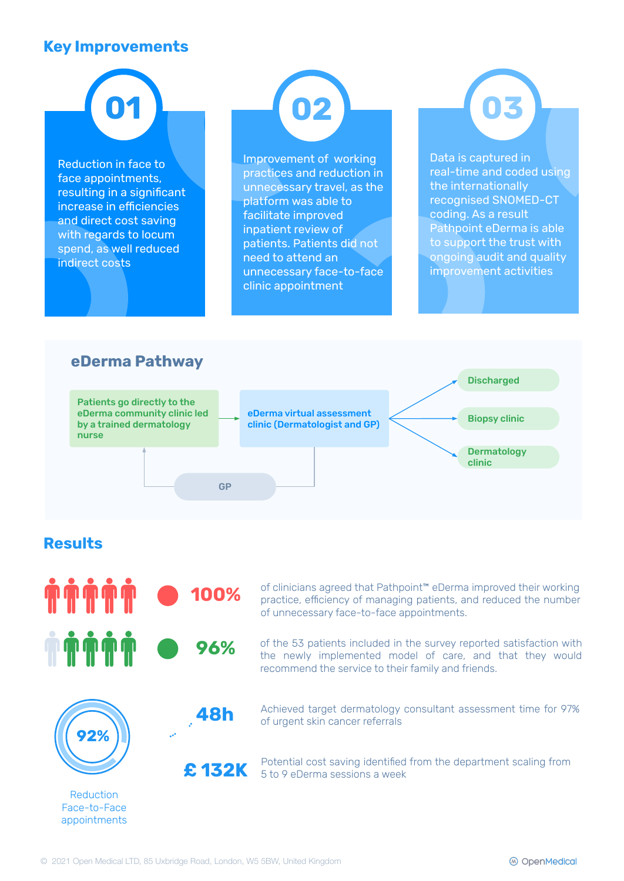## Key Improvements

### 01

Reduction in face to face appointments, resulting in a significant increase in efficiencies and direct cost saving with regards to locum spend, as well reduced indirect costs

### 02

Improvement of working practices and reduction in unnecessary travel, as the platform was able to facilitate improved inpatient review of patients. Patients did not need to attend an unnecessary face-to-face clinic appointment

### 03

Data is captured in real-time and coded using the internationally recognised SNOMED-CT coding. As a result Pathpoint eDerma is able to support the trust with ongoing audit and quality improvement activities

## eDerma Pathway

- Patients go directly to the eDerma community clinic led by a trained dermatology nurse → eDerma virtual assessment clinic (Dermatologist and GP)
- eDerma virtual assessment clinic (Dermatologist and GP) →
  - Discharged
  - Biopsy clinic
  - Dermatology clinic
- eDerma virtual assessment clinic → GP → Patients go directly to the eDerma community clinic

## Results

**100%** of clinicians agreed that Pathpoint™ eDerma improved their working practice, efficiency of managing patients, and reduced the number of unnecessary face-to-face appointments.

**96%** of the 53 patients included in the survey reported satisfaction with the newly implemented model of care, and that they would recommend the service to their family and friends.

**92%** Reduction Face-to-Face appointments

**48h** Achieved target dermatology consultant assessment time for 97% of urgent skin cancer referrals

**£ 132K** Potential cost saving identified from the department scaling from 5 to 9 eDerma sessions a week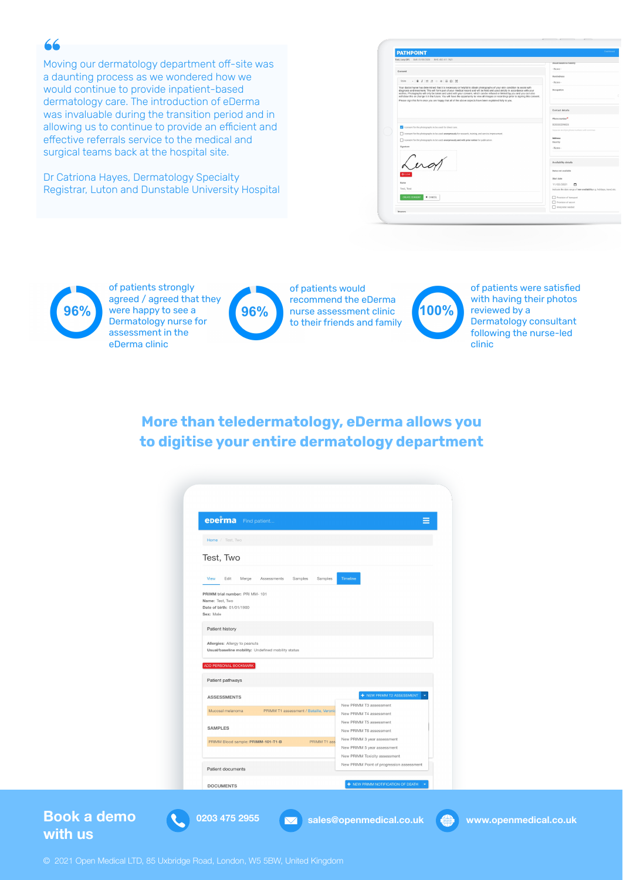> Moving our dermatology department off-site was a daunting process as we wondered how we would continue to provide inpatient-based dermatology care. The introduction of eDerma was invaluable during the transition period and in allowing us to continue to provide an efficient and effective referrals service to the medical and surgical teams back at the hospital site.
>
> Dr Catriona Hayes, Dermatology Specialty Registrar, Luton and Dunstable University Hospital

**96%** of patients strongly agreed / agreed that they were happy to see a Dermatology nurse for assessment in the eDerma clinic

**96%** of patients would recommend the eDerma nurse assessment clinic to their friends and family

**100%** of patients were satisfied with having their photos reviewed by a Dermatology consultant following the nurse-led clinic

## More than teledermatology, eDerma allows you to digitise your entire dermatology department

## Book a demo with us

0203 475 2955

sales@openmedical.co.uk

www.openmedical.co.uk

© 2021 Open Medical LTD, 85 Uxbridge Road, London, W5 5BW, United Kingdom